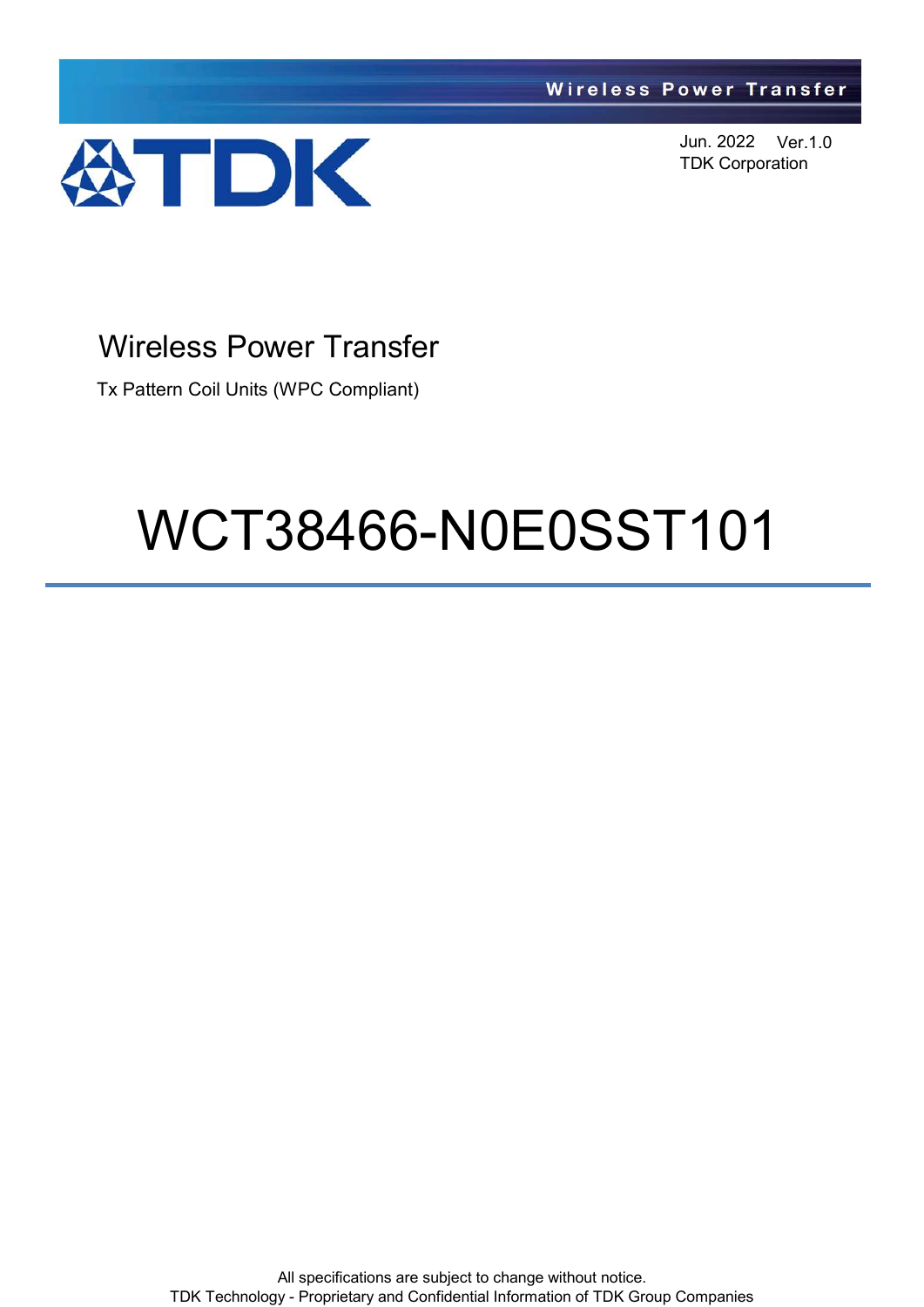Wireless Power Transfer

TDK

Jun. 2022 Ver.1.0
TDK Corporation

# Wireless Power Transfer

Tx Pattern Coil Units (WPC Compliant)

# WCT38466-N0E0SST101

All specifications are subject to change without notice.
TDK Technology - Proprietary and Confidential Information of TDK Group Companies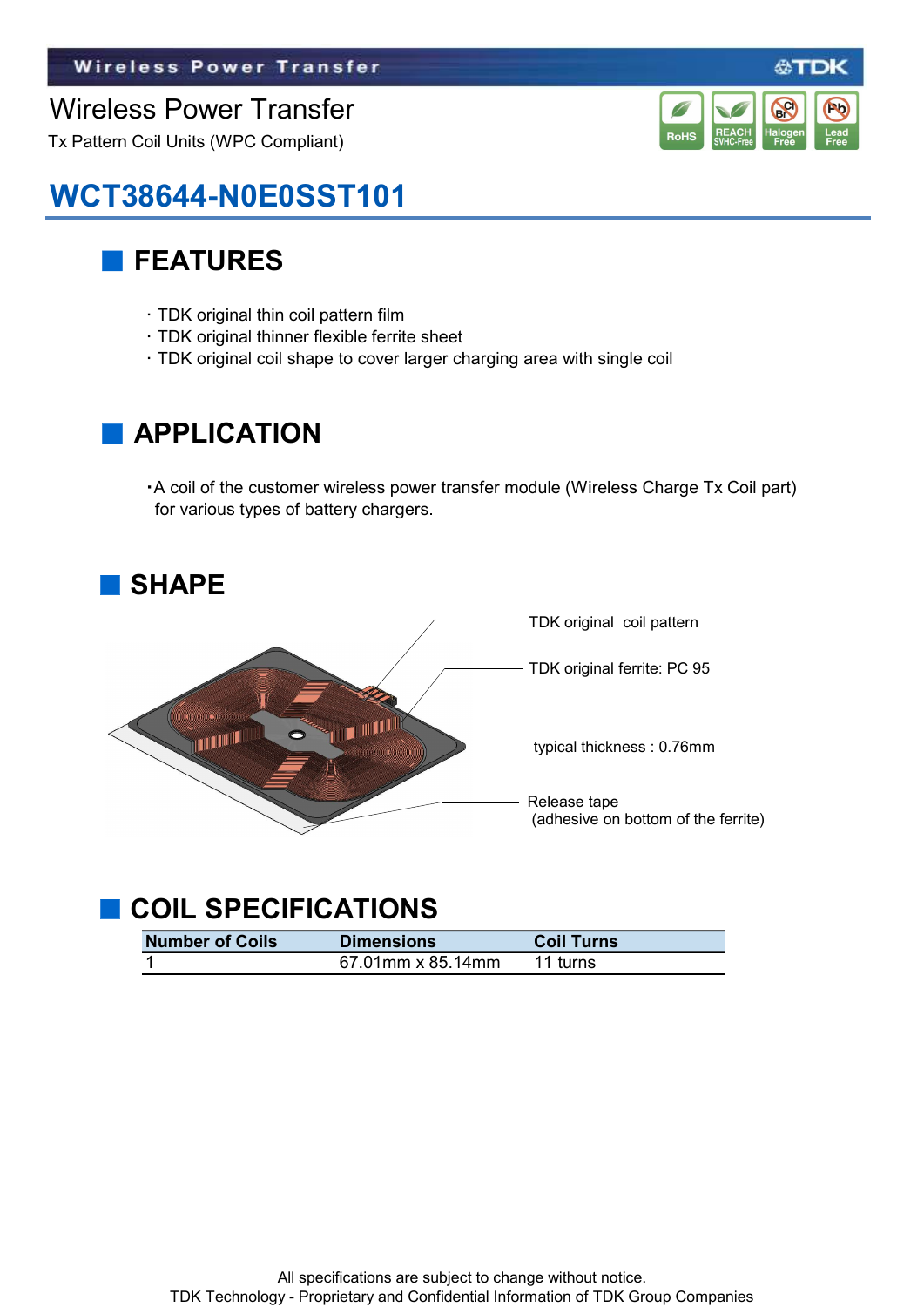# Wireless Power Transfer

Tx Pattern Coil Units (WPC Compliant)

RoHS | REACH SVHC-Free | Halogen Free | Lead Free

## WCT38644-N0E0SST101

## FEATURES

- TDK original thin coil pattern film
- TDK original thinner flexible ferrite sheet
- TDK original coil shape to cover larger charging area with single coil

## APPLICATION

- A coil of the customer wireless power transfer module (Wireless Charge Tx Coil part) for various types of battery chargers.

## SHAPE

TDK original coil pattern

TDK original ferrite: PC 95

typical thickness : 0.76mm

Release tape
(adhesive on bottom of the ferrite)

## COIL SPECIFICATIONS

| Number of Coils | Dimensions | Coil Turns |
|---|---|---|
| 1 | 67.01mm x 85.14mm | 11 turns |

All specifications are subject to change without notice.
TDK Technology - Proprietary and Confidential Information of TDK Group Companies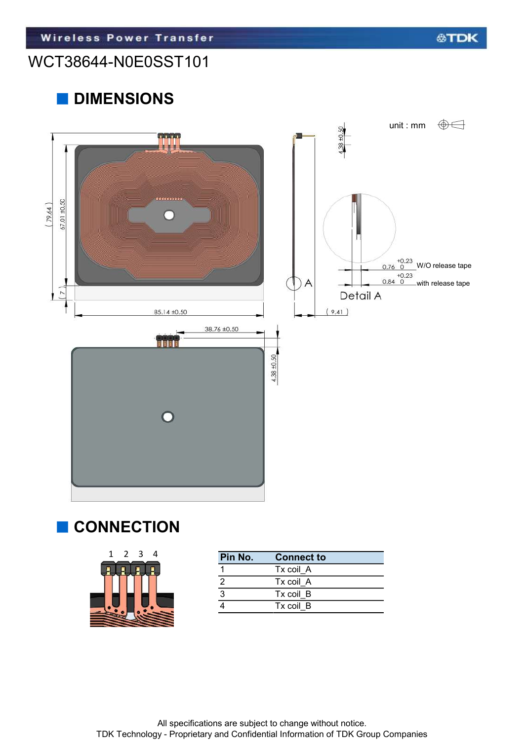WCT38644-N0E0SST101

## DIMENSIONS

unit : mm

( 79.64 )

67.01 ±0.50

( 7 )

85.14 ±0.50

4.38 ±0.50

A

( 9.41 )

Detail A

$0.76 \,^{+0.23}_{\ 0}$ W/O release tape

$0.84 \,^{+0.23}_{\ 0}$ with release tape

38.76 ±0.50

4.38 ±0.50

## CONNECTION

1 2 3 4

| Pin No. | Connect to |
|---|---|
| 1 | Tx coil_A |
| 2 | Tx coil_A |
| 3 | Tx coil_B |
| 4 | Tx coil_B |

All specifications are subject to change without notice.
TDK Technology - Proprietary and Confidential Information of TDK Group Companies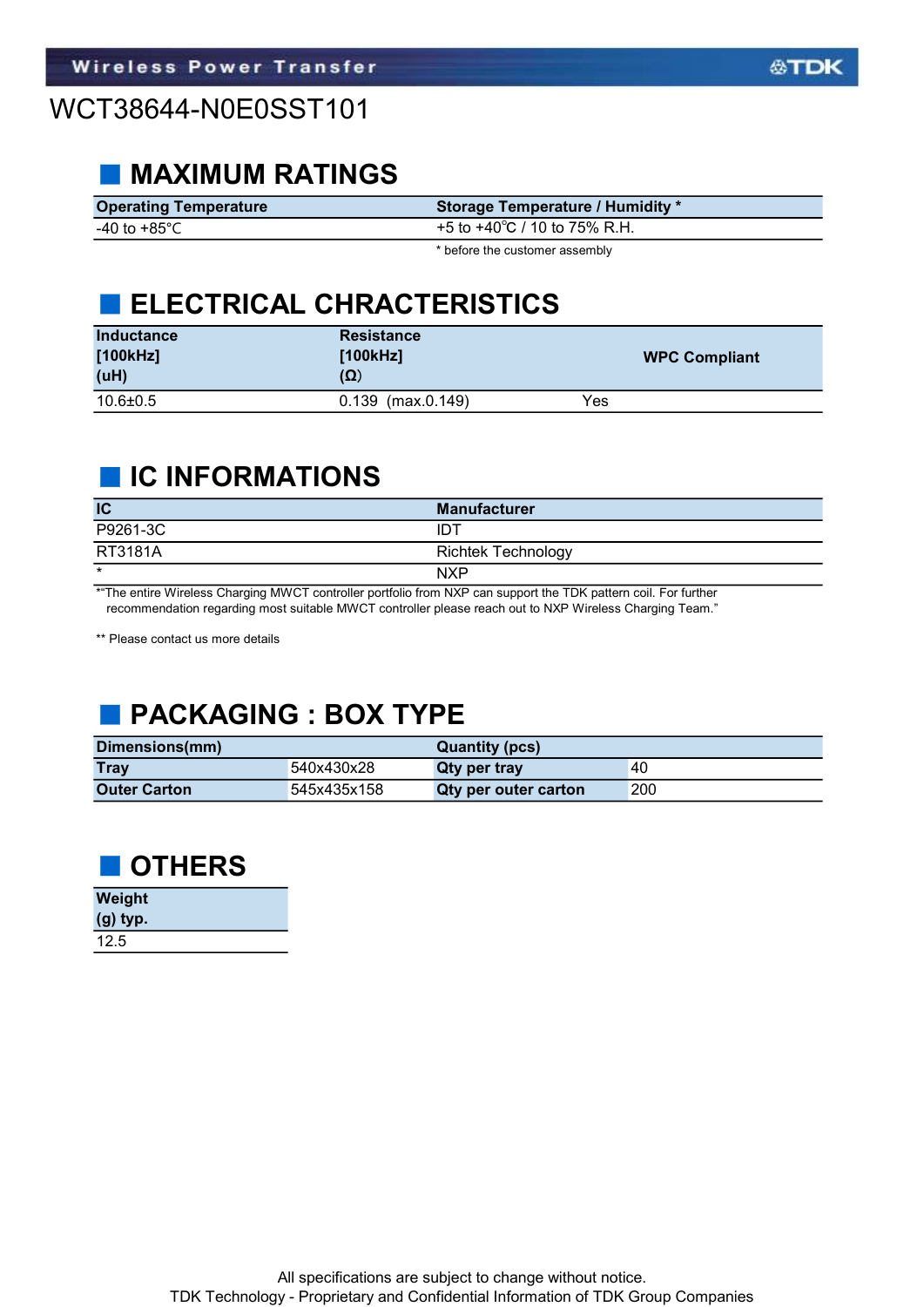WCT38644-N0E0SST101

## MAXIMUM RATINGS

| Operating Temperature | Storage Temperature / Humidity * |
|---|---|
| -40 to +85°C | +5 to +40℃ / 10 to 75% R.H. |

* before the customer assembly

## ELECTRICAL CHRACTERISTICS

| Inductance [100kHz] (uH) | Resistance [100kHz] (Ω) | WPC Compliant |
|---|---|---|
| 10.6±0.5 | 0.139 (max.0.149) | Yes |

## IC INFORMATIONS

| IC | Manufacturer |
|---|---|
| P9261-3C | IDT |
| RT3181A | Richtek Technology |
| * | NXP |

*"The entire Wireless Charging MWCT controller portfolio from NXP can support the TDK pattern coil. For further recommendation regarding most suitable MWCT controller please reach out to NXP Wireless Charging Team."

** Please contact us more details

## PACKAGING : BOX TYPE

| Dimensions(mm) | | Quantity (pcs) | |
|---|---|---|---|
| **Tray** | 540x430x28 | **Qty per tray** | 40 |
| **Outer Carton** | 545x435x158 | **Qty per outer carton** | 200 |

## OTHERS

| Weight (g) typ. |
|---|
| 12.5 |

All specifications are subject to change without notice.
TDK Technology - Proprietary and Confidential Information of TDK Group Companies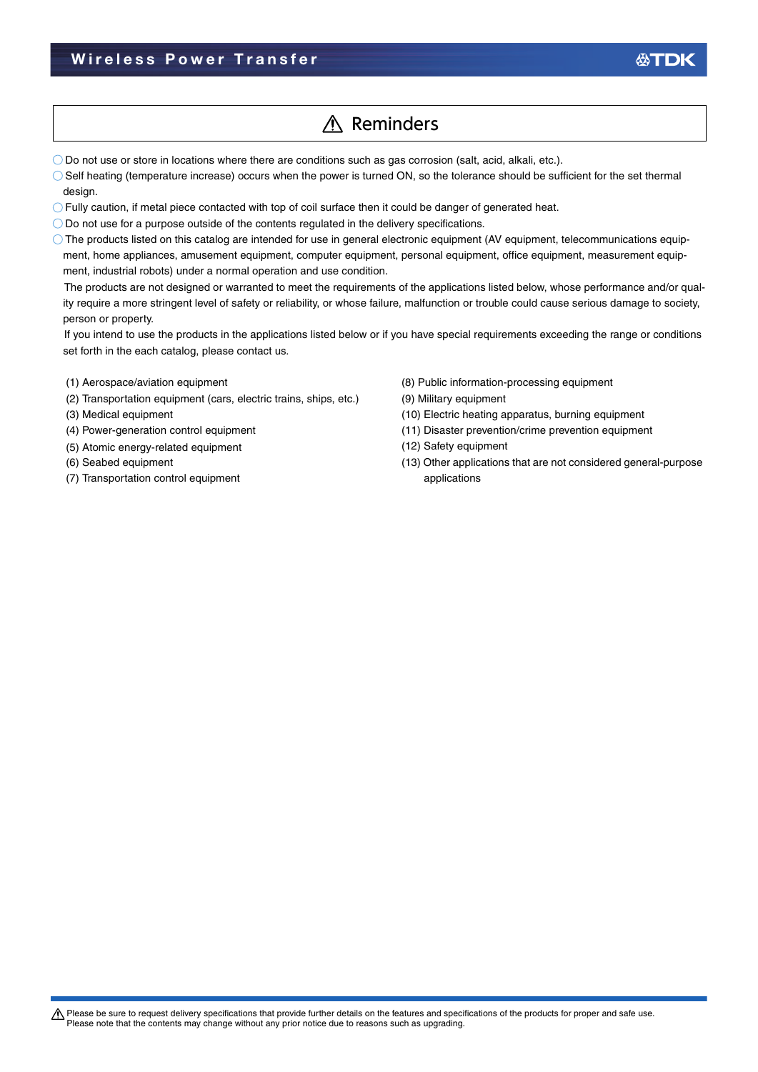# ⚠ Reminders

- ○ Do not use or store in locations where there are conditions such as gas corrosion (salt, acid, alkali, etc.).
- ○ Self heating (temperature increase) occurs when the power is turned ON, so the tolerance should be sufficient for the set thermal design.
- ○ Fully caution, if metal piece contacted with top of coil surface then it could be danger of generated heat.
- ○ Do not use for a purpose outside of the contents regulated in the delivery specifications.
- ○ The products listed on this catalog are intended for use in general electronic equipment (AV equipment, telecommunications equipment, home appliances, amusement equipment, computer equipment, personal equipment, office equipment, measurement equipment, industrial robots) under a normal operation and use condition.

  The products are not designed or warranted to meet the requirements of the applications listed below, whose performance and/or quality require a more stringent level of safety or reliability, or whose failure, malfunction or trouble could cause serious damage to society, person or property.

  If you intend to use the products in the applications listed below or if you have special requirements exceeding the range or conditions set forth in the each catalog, please contact us.

(1) Aerospace/aviation equipment
(2) Transportation equipment (cars, electric trains, ships, etc.)
(3) Medical equipment
(4) Power-generation control equipment
(5) Atomic energy-related equipment
(6) Seabed equipment
(7) Transportation control equipment
(8) Public information-processing equipment
(9) Military equipment
(10) Electric heating apparatus, burning equipment
(11) Disaster prevention/crime prevention equipment
(12) Safety equipment
(13) Other applications that are not considered general-purpose applications

⚠ Please be sure to request delivery specifications that provide further details on the features and specifications of the products for proper and safe use.
Please note that the contents may change without any prior notice due to reasons such as upgrading.